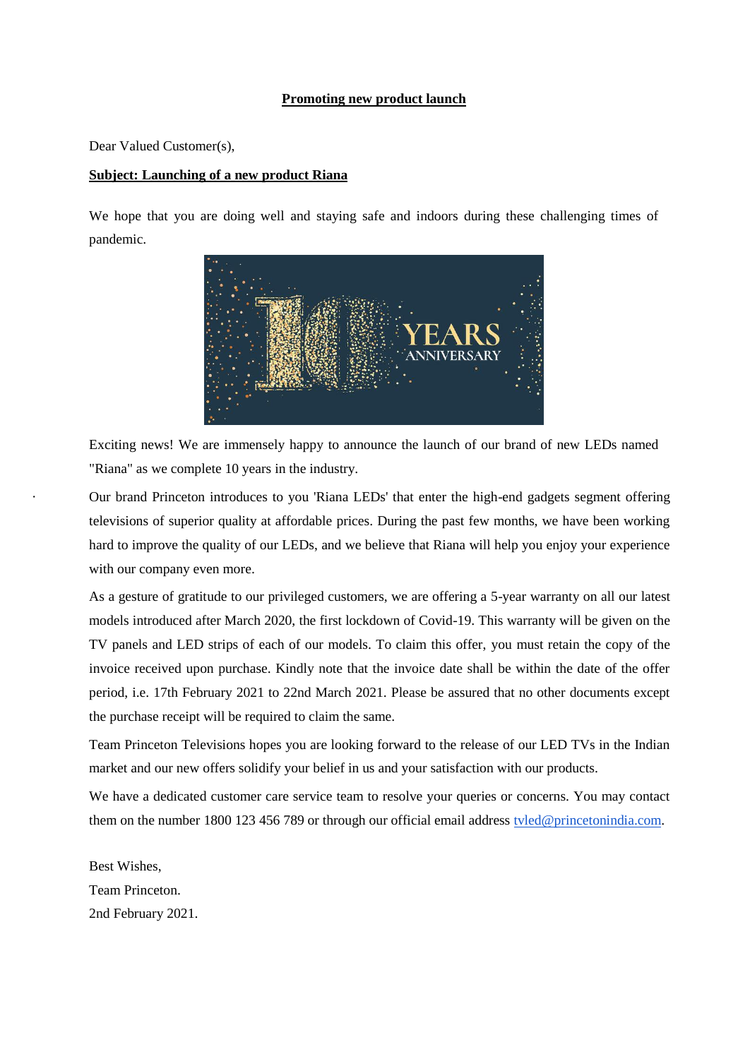**Promoting new product launch**

Dear Valued Customer(s),

**Subject: Launching of a new product Riana**

We hope that you are doing well and staying safe and indoors during these challenging times of pandemic.

Exciting news! We are immensely happy to announce the launch of our brand of new LEDs named "Riana" as we complete 10 years in the industry.

Our brand Princeton introduces to you 'Riana LEDs' that enter the high-end gadgets segment offering televisions of superior quality at affordable prices. During the past few months, we have been working hard to improve the quality of our LEDs, and we believe that Riana will help you enjoy your experience with our company even more.

As a gesture of gratitude to our privileged customers, we are offering a 5-year warranty on all our latest models introduced after March 2020, the first lockdown of Covid-19. This warranty will be given on the TV panels and LED strips of each of our models. To claim this offer, you must retain the copy of the invoice received upon purchase. Kindly note that the invoice date shall be within the date of the offer period, i.e. 17th February 2021 to 22nd March 2021. Please be assured that no other documents except the purchase receipt will be required to claim the same.

Team Princeton Televisions hopes you are looking forward to the release of our LED TVs in the Indian market and our new offers solidify your belief in us and your satisfaction with our products.

We have a dedicated customer care service team to resolve your queries or concerns. You may contact them on the number 1800 123 456 789 or through our official email address tvled@princetonindia.com.

Best Wishes,
Team Princeton.
2nd February 2021.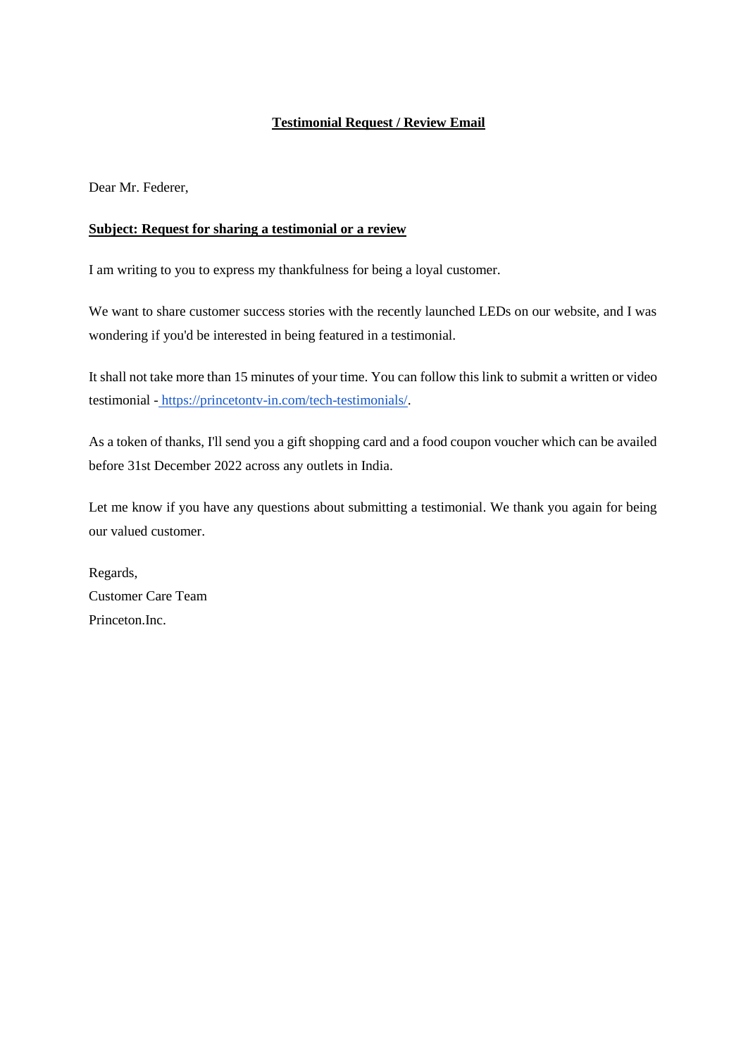# Testimonial Request / Review Email

Dear Mr. Federer,

**Subject: Request for sharing a testimonial or a review**

I am writing to you to express my thankfulness for being a loyal customer.

We want to share customer success stories with the recently launched LEDs on our website, and I was wondering if you'd be interested in being featured in a testimonial.

It shall not take more than 15 minutes of your time. You can follow this link to submit a written or video testimonial - https://princetontv-in.com/tech-testimonials/.

As a token of thanks, I'll send you a gift shopping card and a food coupon voucher which can be availed before 31st December 2022 across any outlets in India.

Let me know if you have any questions about submitting a testimonial. We thank you again for being our valued customer.

Regards,
Customer Care Team
Princeton.Inc.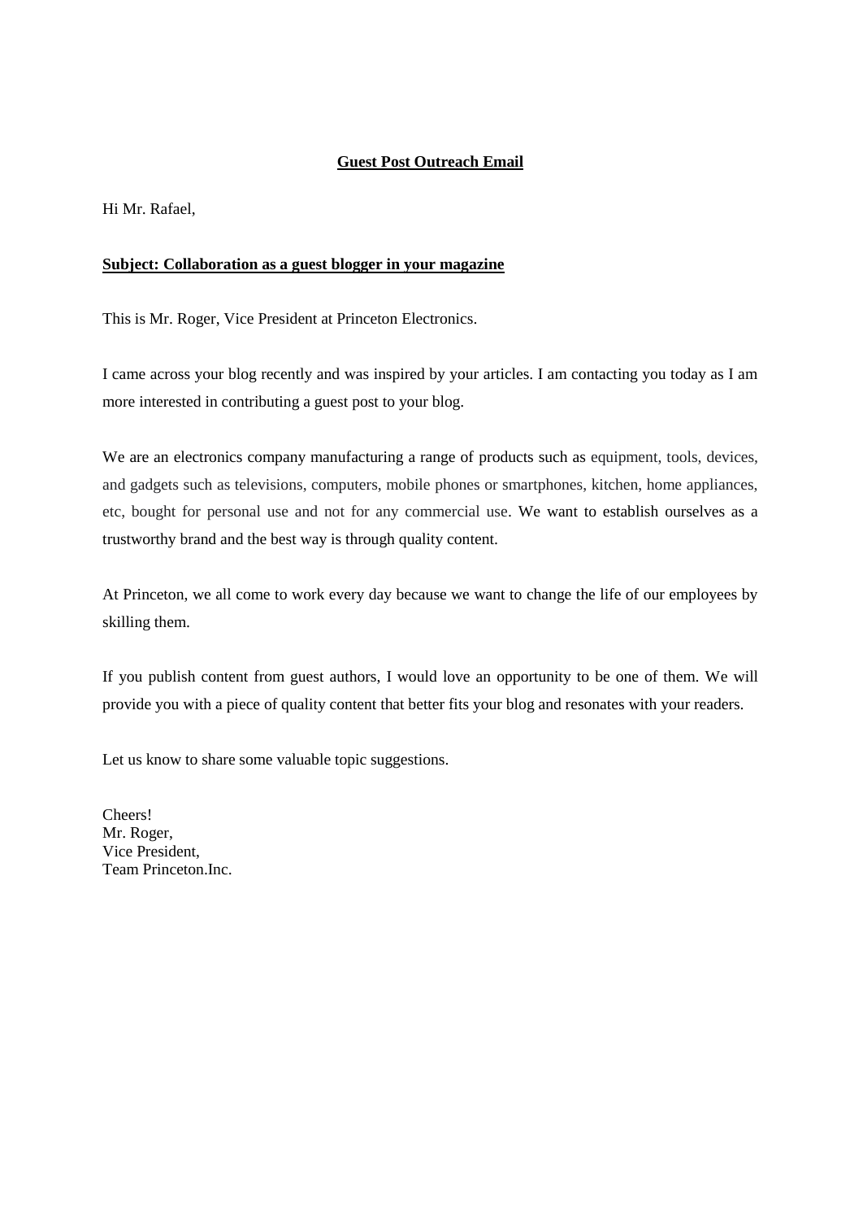**Guest Post Outreach Email**

Hi Mr. Rafael,

**Subject: Collaboration as a guest blogger in your magazine**

This is Mr. Roger, Vice President at Princeton Electronics.

I came across your blog recently and was inspired by your articles. I am contacting you today as I am more interested in contributing a guest post to your blog.

We are an electronics company manufacturing a range of products such as equipment, tools, devices, and gadgets such as televisions, computers, mobile phones or smartphones, kitchen, home appliances, etc, bought for personal use and not for any commercial use. We want to establish ourselves as a trustworthy brand and the best way is through quality content.

At Princeton, we all come to work every day because we want to change the life of our employees by skilling them.

If you publish content from guest authors, I would love an opportunity to be one of them. We will provide you with a piece of quality content that better fits your blog and resonates with your readers.

Let us know to share some valuable topic suggestions.

Cheers!  
Mr. Roger,  
Vice President,  
Team Princeton.Inc.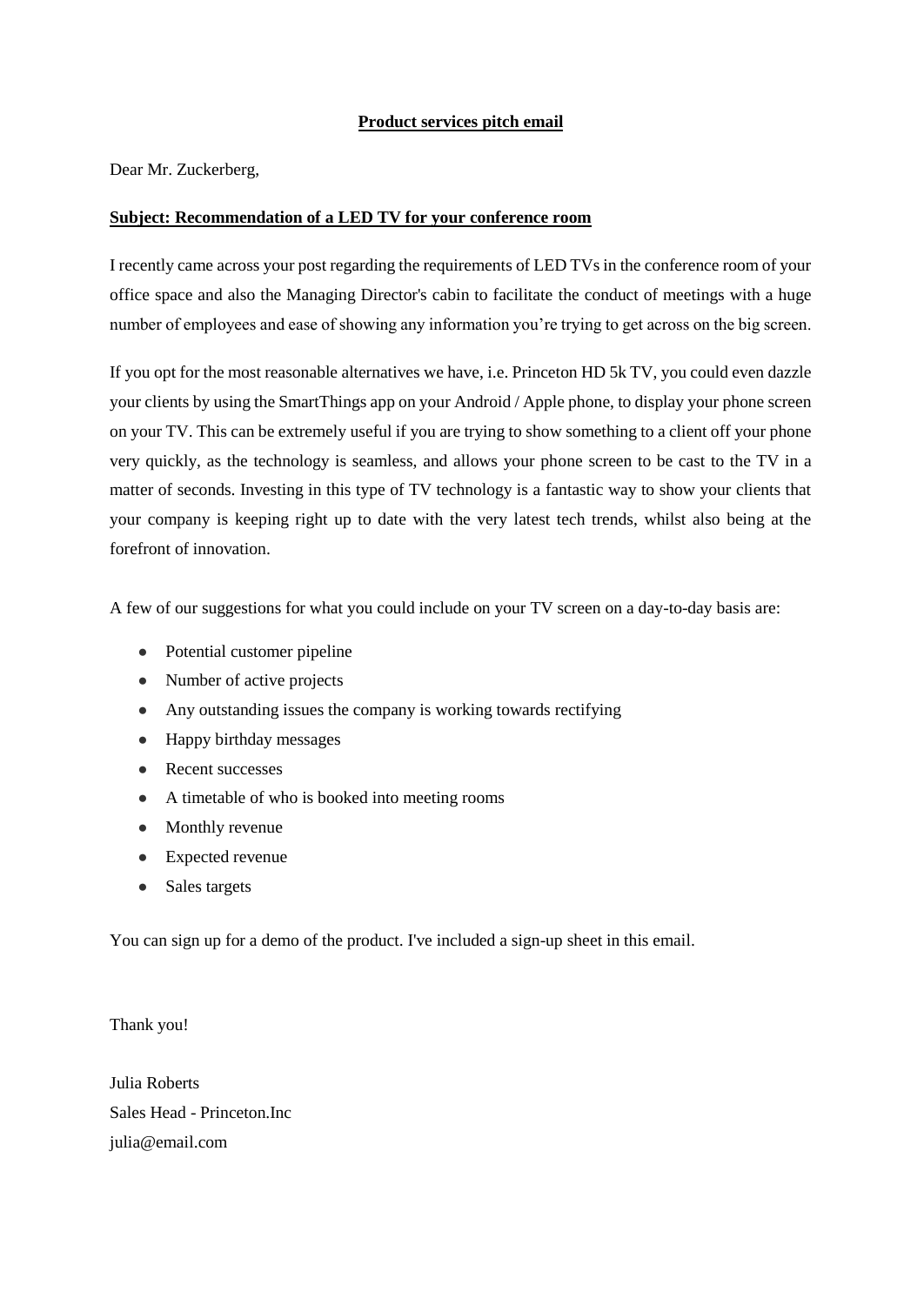**Product services pitch email**

Dear Mr. Zuckerberg,

**Subject: Recommendation of a LED TV for your conference room**

I recently came across your post regarding the requirements of LED TVs in the conference room of your office space and also the Managing Director's cabin to facilitate the conduct of meetings with a huge number of employees and ease of showing any information you're trying to get across on the big screen.

If you opt for the most reasonable alternatives we have, i.e. Princeton HD 5k TV, you could even dazzle your clients by using the SmartThings app on your Android / Apple phone, to display your phone screen on your TV. This can be extremely useful if you are trying to show something to a client off your phone very quickly, as the technology is seamless, and allows your phone screen to be cast to the TV in a matter of seconds. Investing in this type of TV technology is a fantastic way to show your clients that your company is keeping right up to date with the very latest tech trends, whilst also being at the forefront of innovation.

A few of our suggestions for what you could include on your TV screen on a day-to-day basis are:

- Potential customer pipeline
- Number of active projects
- Any outstanding issues the company is working towards rectifying
- Happy birthday messages
- Recent successes
- A timetable of who is booked into meeting rooms
- Monthly revenue
- Expected revenue
- Sales targets

You can sign up for a demo of the product. I've included a sign-up sheet in this email.

Thank you!

Julia Roberts
Sales Head - Princeton.Inc
julia@email.com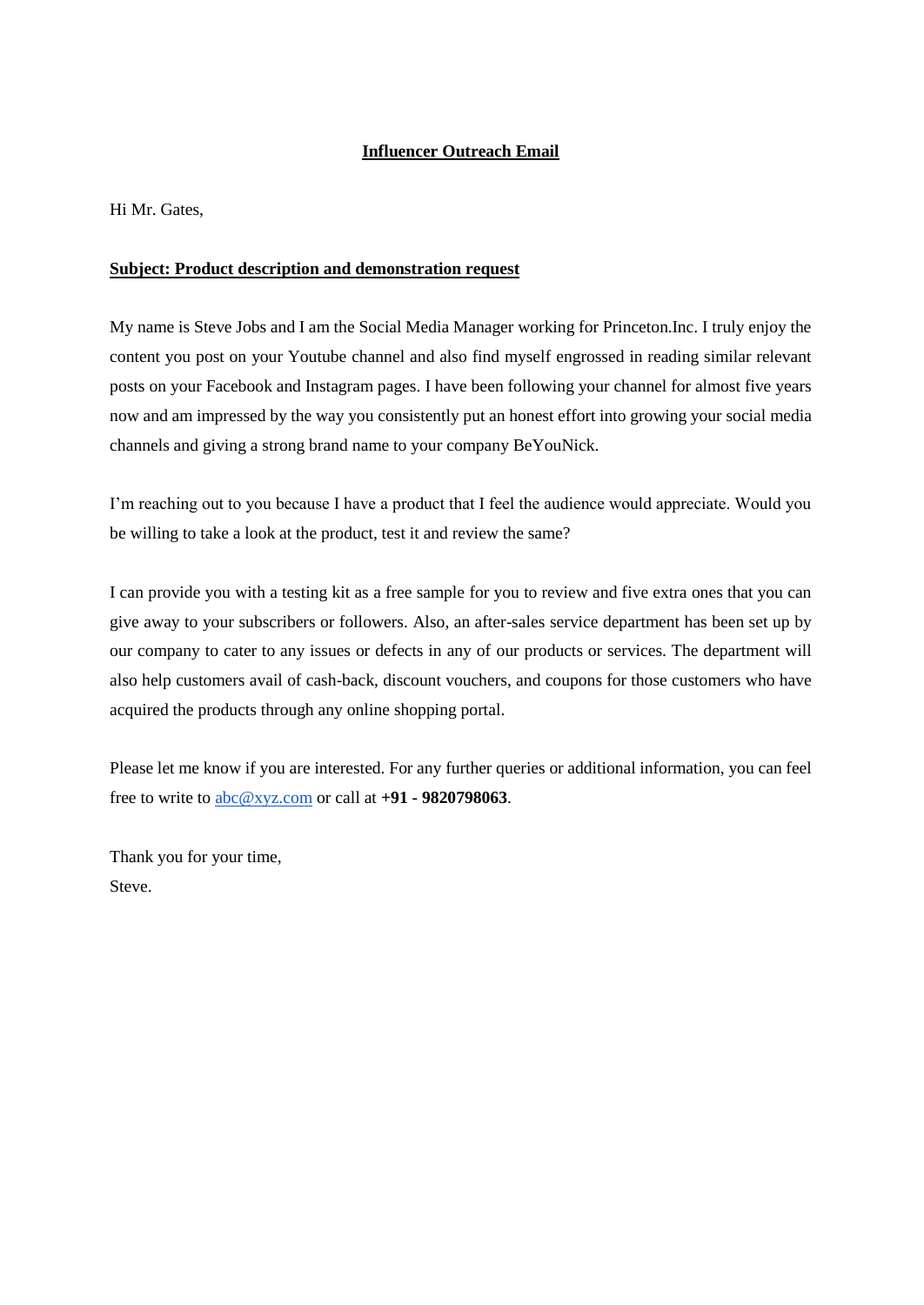**Influencer Outreach Email**

Hi Mr. Gates,

**Subject: Product description and demonstration request**

My name is Steve Jobs and I am the Social Media Manager working for Princeton.Inc. I truly enjoy the content you post on your Youtube channel and also find myself engrossed in reading similar relevant posts on your Facebook and Instagram pages. I have been following your channel for almost five years now and am impressed by the way you consistently put an honest effort into growing your social media channels and giving a strong brand name to your company BeYouNick.

I'm reaching out to you because I have a product that I feel the audience would appreciate. Would you be willing to take a look at the product, test it and review the same?

I can provide you with a testing kit as a free sample for you to review and five extra ones that you can give away to your subscribers or followers. Also, an after-sales service department has been set up by our company to cater to any issues or defects in any of our products or services. The department will also help customers avail of cash-back, discount vouchers, and coupons for those customers who have acquired the products through any online shopping portal.

Please let me know if you are interested. For any further queries or additional information, you can feel free to write to abc@xyz.com or call at **+91 - 9820798063**.

Thank you for your time,
Steve.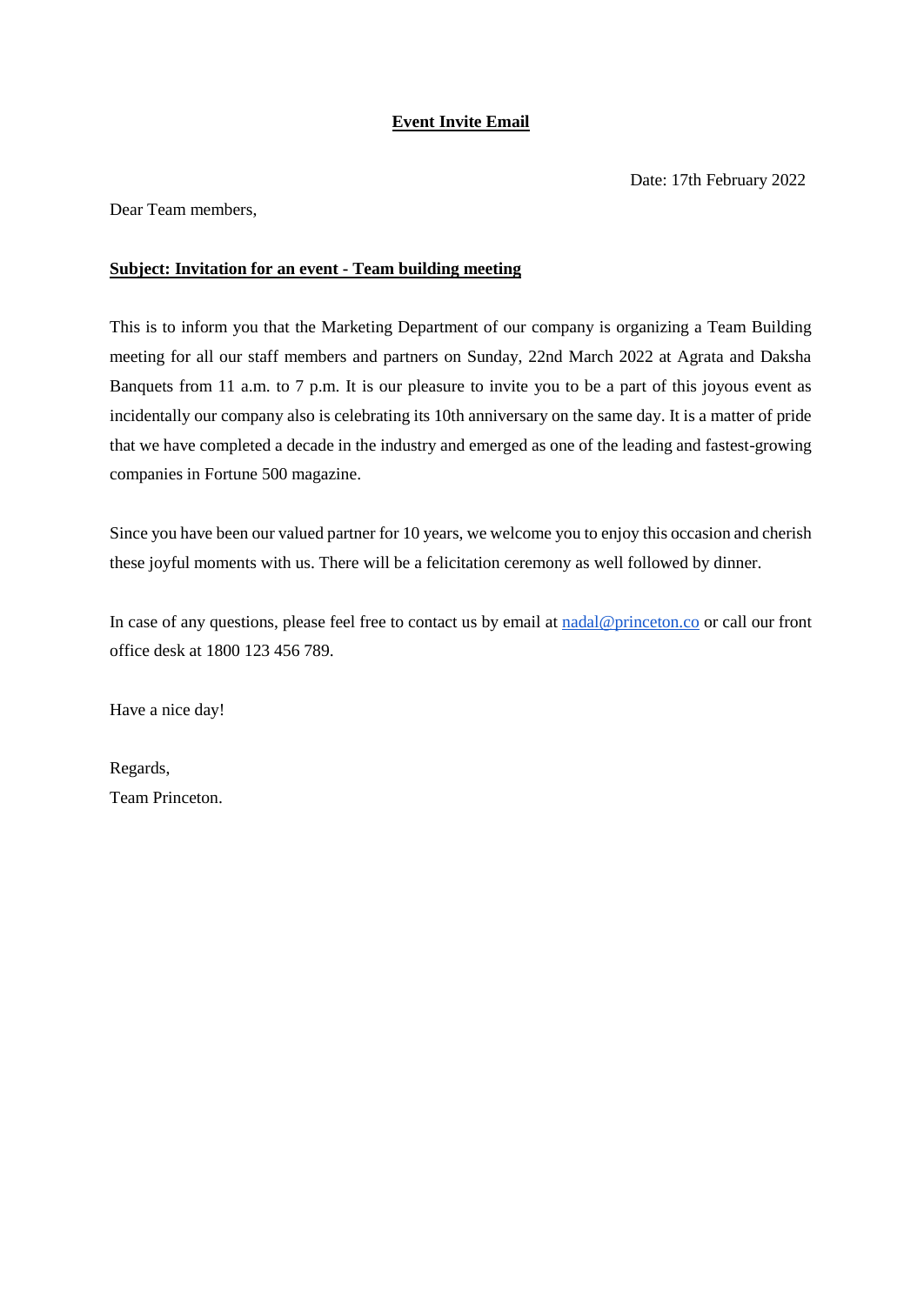**Event Invite Email**

Date: 17th February 2022

Dear Team members,

**Subject: Invitation for an event - Team building meeting**

This is to inform you that the Marketing Department of our company is organizing a Team Building meeting for all our staff members and partners on Sunday, 22nd March 2022 at Agrata and Daksha Banquets from 11 a.m. to 7 p.m. It is our pleasure to invite you to be a part of this joyous event as incidentally our company also is celebrating its 10th anniversary on the same day. It is a matter of pride that we have completed a decade in the industry and emerged as one of the leading and fastest-growing companies in Fortune 500 magazine.

Since you have been our valued partner for 10 years, we welcome you to enjoy this occasion and cherish these joyful moments with us. There will be a felicitation ceremony as well followed by dinner.

In case of any questions, please feel free to contact us by email at nadal@princeton.co or call our front office desk at 1800 123 456 789.

Have a nice day!

Regards,
Team Princeton.